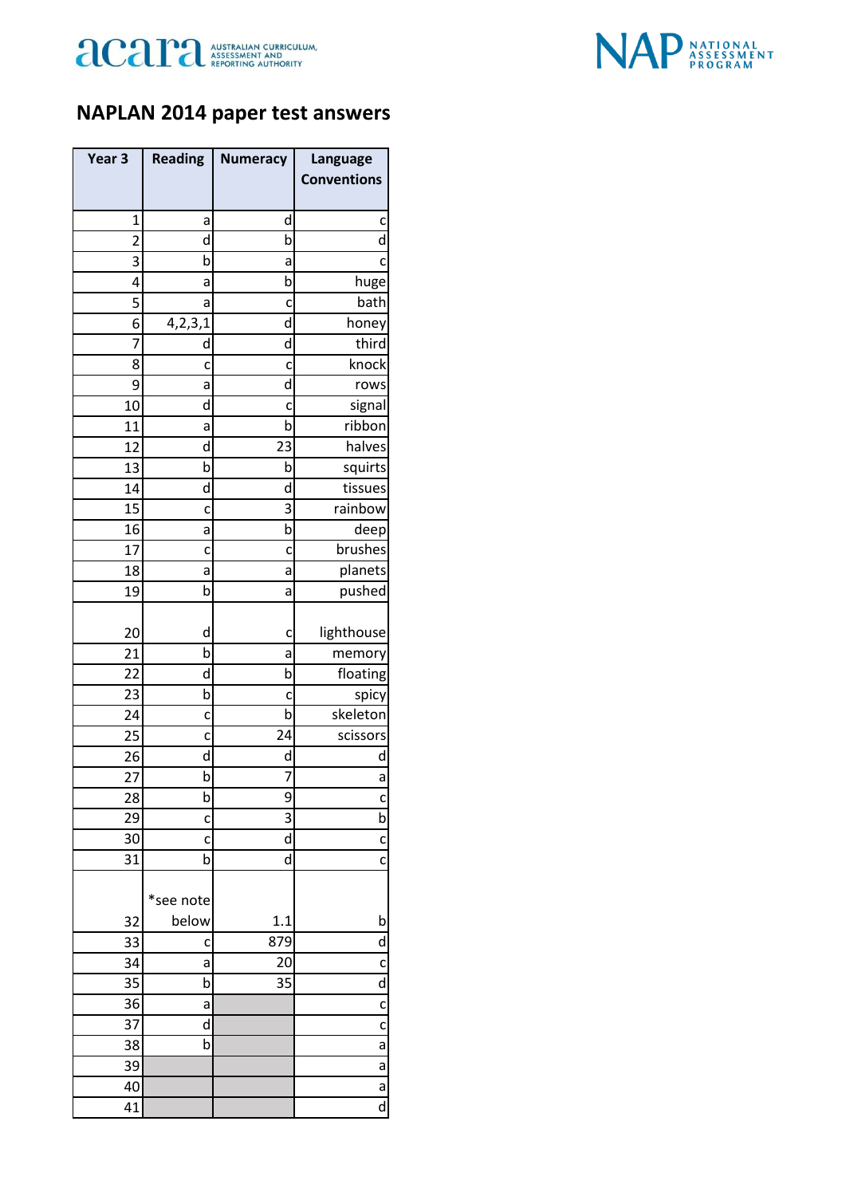## NAPLAN 2014 paper test answers

| Year 3 | Reading | Numeracy | Language Conventions |
|---|---|---|---|
| 1 | a | d | c |
| 2 | d | b | d |
| 3 | b | a | c |
| 4 | a | b | huge |
| 5 | a | c | bath |
| 6 | 4,2,3,1 | d | honey |
| 7 | d | d | third |
| 8 | c | c | knock |
| 9 | a | d | rows |
| 10 | d | c | signal |
| 11 | a | b | ribbon |
| 12 | d | 23 | halves |
| 13 | b | b | squirts |
| 14 | d | d | tissues |
| 15 | c | 3 | rainbow |
| 16 | a | b | deep |
| 17 | c | c | brushes |
| 18 | a | a | planets |
| 19 | b | a | pushed |
| 20 | d | c | lighthouse |
| 21 | b | a | memory |
| 22 | d | b | floating |
| 23 | b | c | spicy |
| 24 | c | b | skeleton |
| 25 | c | 24 | scissors |
| 26 | d | d | d |
| 27 | b | 7 | a |
| 28 | b | 9 | c |
| 29 | c | 3 | b |
| 30 | c | d | c |
| 31 | b | d | c |
| 32 | *see note below | 1.1 | b |
| 33 | c | 879 | d |
| 34 | a | 20 | c |
| 35 | b | 35 | d |
| 36 | a | | c |
| 37 | d | | c |
| 38 | b | | a |
| 39 | | | a |
| 40 | | | a |
| 41 | | | d |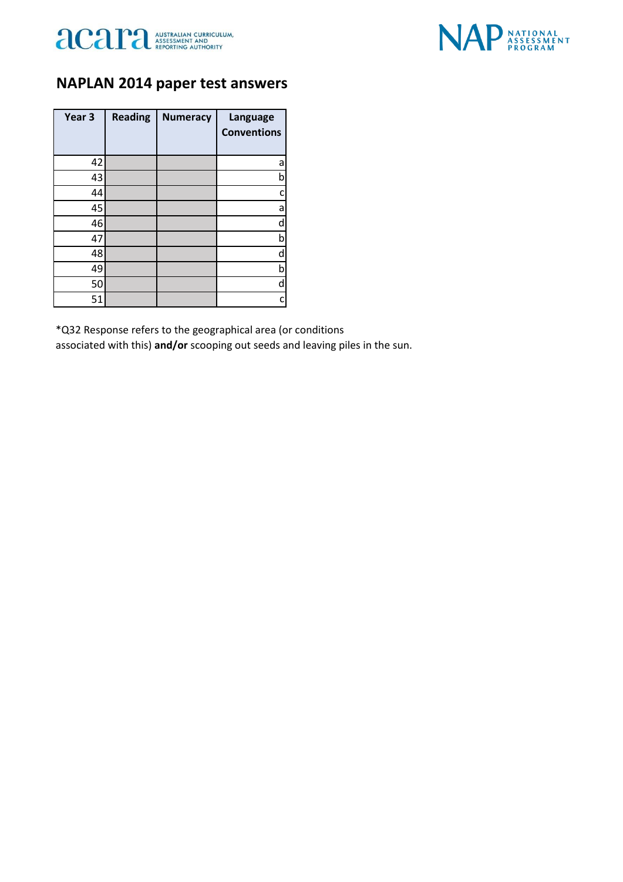## NAPLAN 2014 paper test answers

| Year 3 | Reading | Numeracy | Language Conventions |
|---|---|---|---|
| 42 | | | a |
| 43 | | | b |
| 44 | | | c |
| 45 | | | a |
| 46 | | | d |
| 47 | | | b |
| 48 | | | d |
| 49 | | | b |
| 50 | | | d |
| 51 | | | c |

*Q32 Response refers to the geographical area (or conditions associated with this) **and/or** scooping out seeds and leaving piles in the sun.